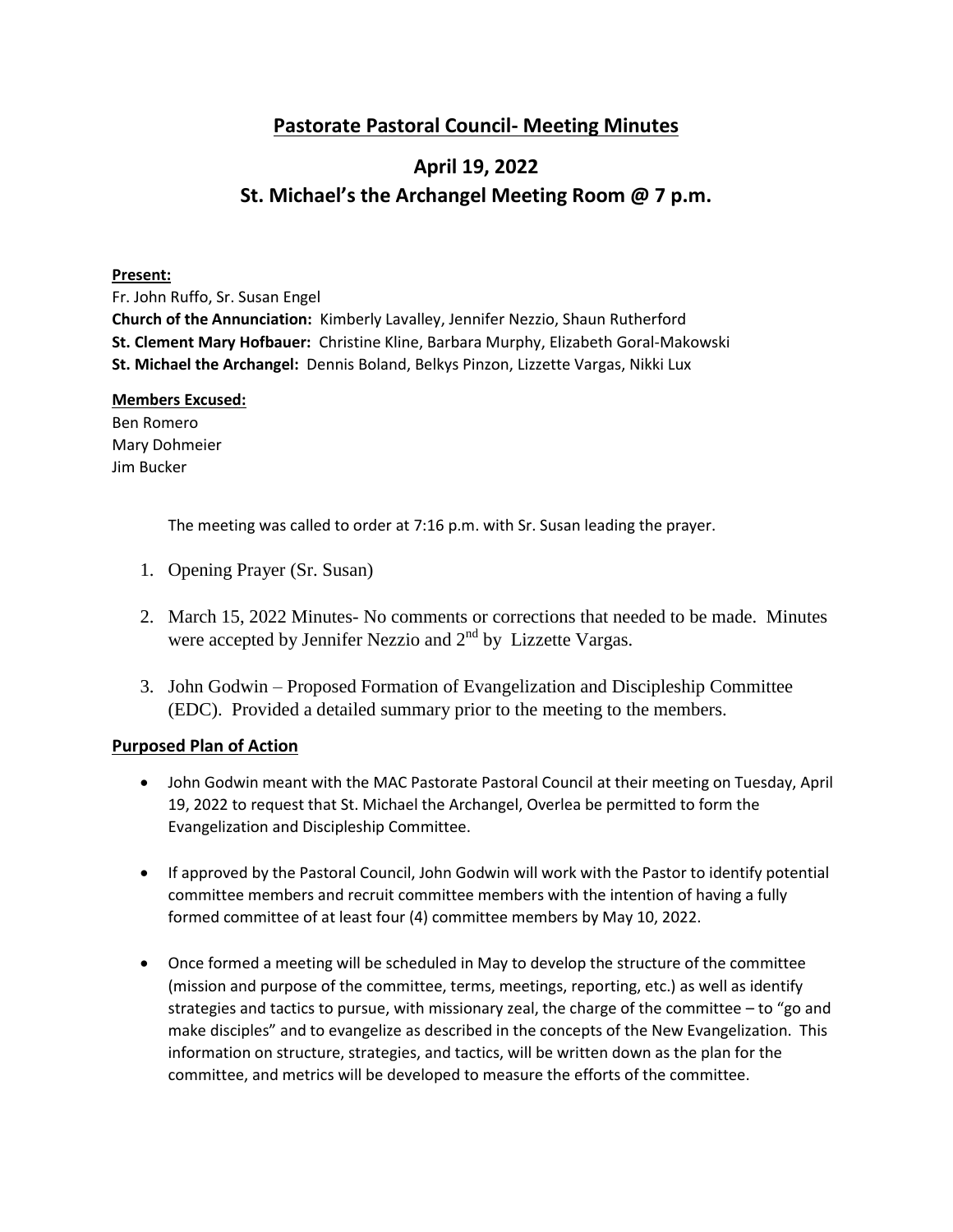# Pastorate Pastoral Council- Meeting Minutes

## April 19, 2022
## St. Michael's the Archangel Meeting Room @ 7 p.m.

**Present:**
Fr. John Ruffo, Sr. Susan Engel
**Church of the Annunciation:** Kimberly Lavalley, Jennifer Nezzio, Shaun Rutherford
**St. Clement Mary Hofbauer:** Christine Kline, Barbara Murphy, Elizabeth Goral-Makowski
**St. Michael the Archangel:** Dennis Boland, Belkys Pinzon, Lizzette Vargas, Nikki Lux

**Members Excused:**
Ben Romero
Mary Dohmeier
Jim Bucker

The meeting was called to order at 7:16 p.m. with Sr. Susan leading the prayer.

1. Opening Prayer (Sr. Susan)
2. March 15, 2022 Minutes- No comments or corrections that needed to be made. Minutes were accepted by Jennifer Nezzio and 2nd by Lizzette Vargas.
3. John Godwin – Proposed Formation of Evangelization and Discipleship Committee (EDC). Provided a detailed summary prior to the meeting to the members.

**Purposed Plan of Action**

- John Godwin meant with the MAC Pastorate Pastoral Council at their meeting on Tuesday, April 19, 2022 to request that St. Michael the Archangel, Overlea be permitted to form the Evangelization and Discipleship Committee.
- If approved by the Pastoral Council, John Godwin will work with the Pastor to identify potential committee members and recruit committee members with the intention of having a fully formed committee of at least four (4) committee members by May 10, 2022.
- Once formed a meeting will be scheduled in May to develop the structure of the committee (mission and purpose of the committee, terms, meetings, reporting, etc.) as well as identify strategies and tactics to pursue, with missionary zeal, the charge of the committee – to "go and make disciples" and to evangelize as described in the concepts of the New Evangelization. This information on structure, strategies, and tactics, will be written down as the plan for the committee, and metrics will be developed to measure the efforts of the committee.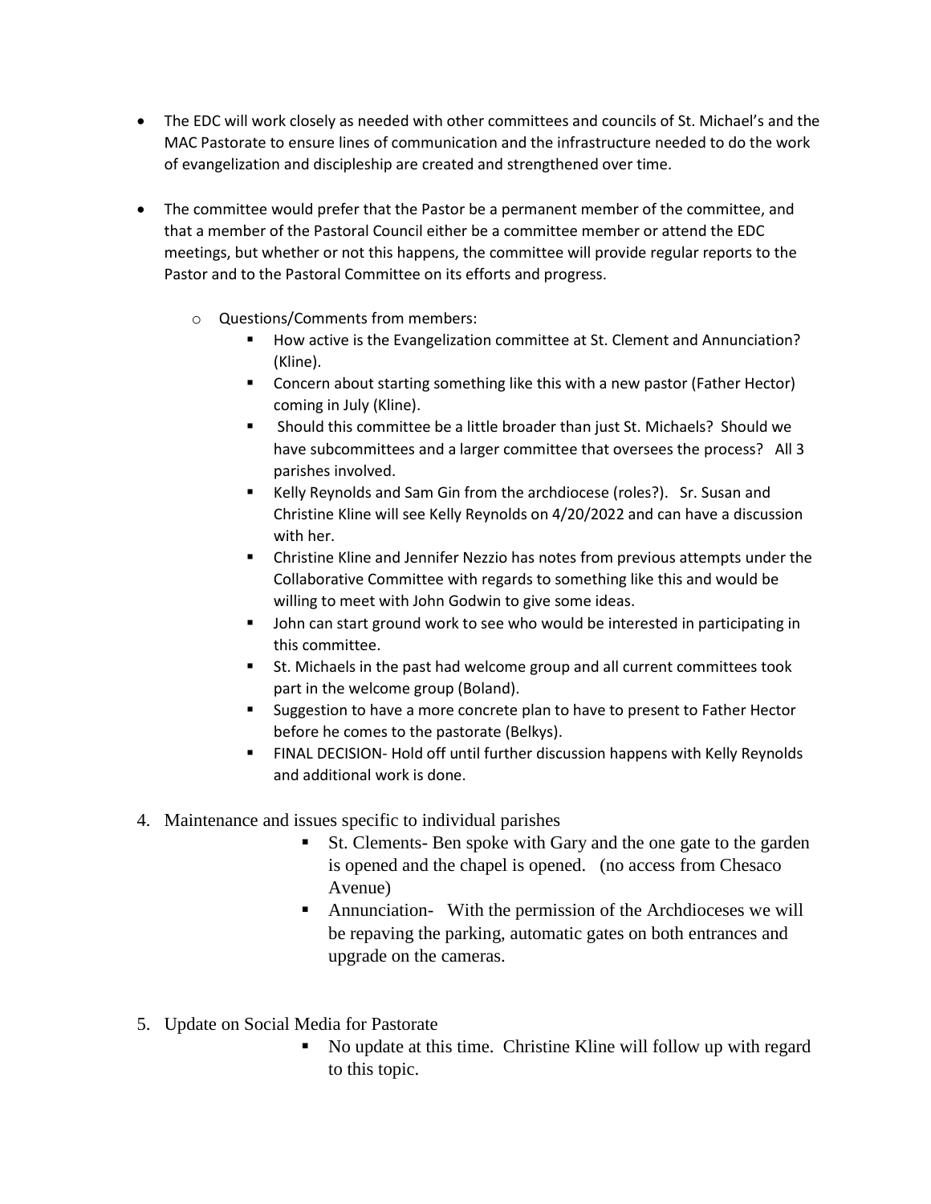- The EDC will work closely as needed with other committees and councils of St. Michael's and the MAC Pastorate to ensure lines of communication and the infrastructure needed to do the work of evangelization and discipleship are created and strengthened over time.

- The committee would prefer that the Pastor be a permanent member of the committee, and that a member of the Pastoral Council either be a committee member or attend the EDC meetings, but whether or not this happens, the committee will provide regular reports to the Pastor and to the Pastoral Committee on its efforts and progress.

  - Questions/Comments from members:
    - How active is the Evangelization committee at St. Clement and Annunciation? (Kline).
    - Concern about starting something like this with a new pastor (Father Hector) coming in July (Kline).
    - Should this committee be a little broader than just St. Michaels? Should we have subcommittees and a larger committee that oversees the process? All 3 parishes involved.
    - Kelly Reynolds and Sam Gin from the archdiocese (roles?). Sr. Susan and Christine Kline will see Kelly Reynolds on 4/20/2022 and can have a discussion with her.
    - Christine Kline and Jennifer Nezzio has notes from previous attempts under the Collaborative Committee with regards to something like this and would be willing to meet with John Godwin to give some ideas.
    - John can start ground work to see who would be interested in participating in this committee.
    - St. Michaels in the past had welcome group and all current committees took part in the welcome group (Boland).
    - Suggestion to have a more concrete plan to have to present to Father Hector before he comes to the pastorate (Belkys).
    - FINAL DECISION- Hold off until further discussion happens with Kelly Reynolds and additional work is done.

4. Maintenance and issues specific to individual parishes
    - St. Clements- Ben spoke with Gary and the one gate to the garden is opened and the chapel is opened. (no access from Chesaco Avenue)
    - Annunciation- With the permission of the Archdioceses we will be repaving the parking, automatic gates on both entrances and upgrade on the cameras.

5. Update on Social Media for Pastorate
    - No update at this time. Christine Kline will follow up with regard to this topic.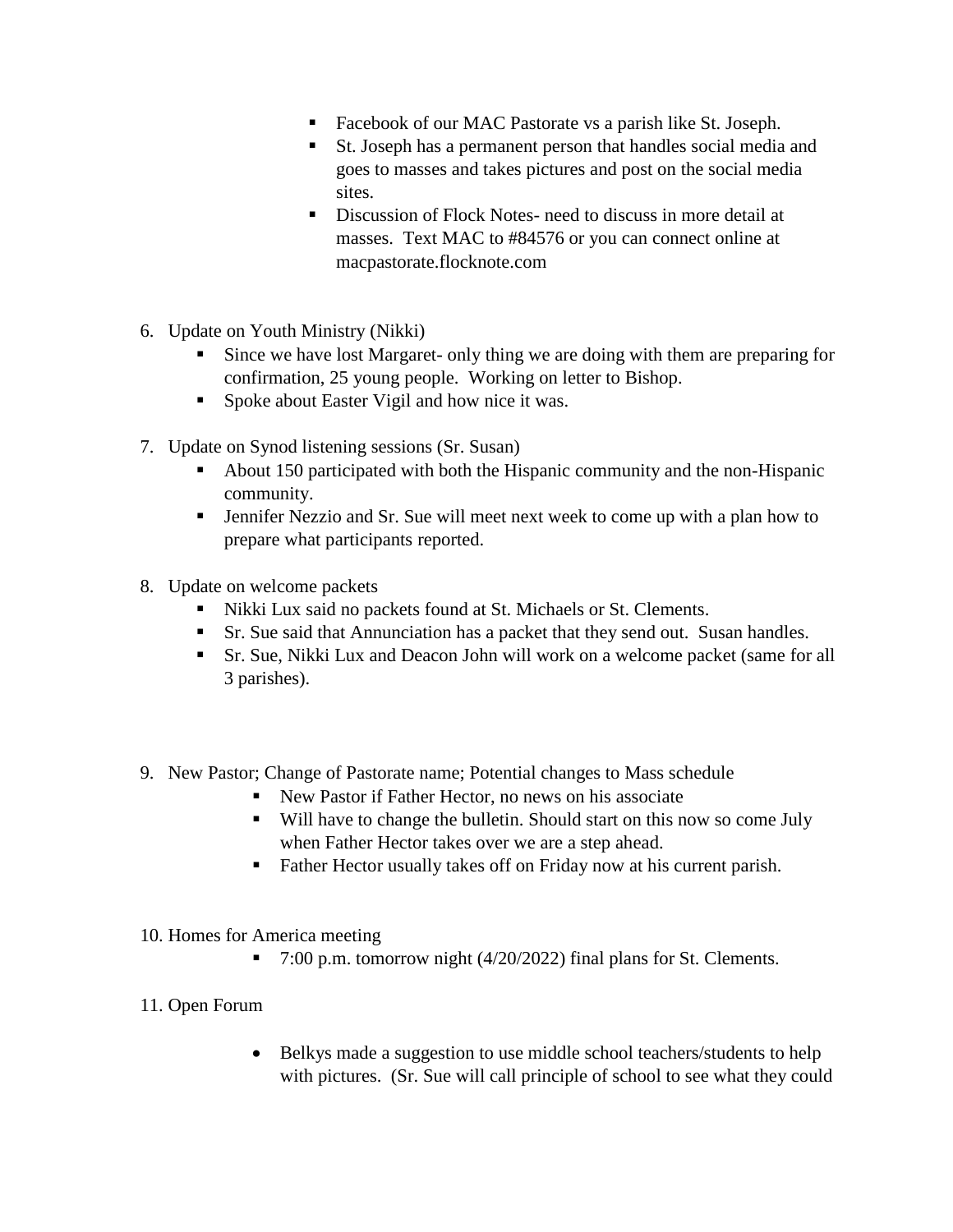- Facebook of our MAC Pastorate vs a parish like St. Joseph.
  - St. Joseph has a permanent person that handles social media and goes to masses and takes pictures and post on the social media sites.
  - Discussion of Flock Notes- need to discuss in more detail at masses. Text MAC to #84576 or you can connect online at macpastorate.flocknote.com

6. Update on Youth Ministry (Nikki)
   - Since we have lost Margaret- only thing we are doing with them are preparing for confirmation, 25 young people. Working on letter to Bishop.
   - Spoke about Easter Vigil and how nice it was.

7. Update on Synod listening sessions (Sr. Susan)
   - About 150 participated with both the Hispanic community and the non-Hispanic community.
   - Jennifer Nezzio and Sr. Sue will meet next week to come up with a plan how to prepare what participants reported.

8. Update on welcome packets
   - Nikki Lux said no packets found at St. Michaels or St. Clements.
   - Sr. Sue said that Annunciation has a packet that they send out. Susan handles.
   - Sr. Sue, Nikki Lux and Deacon John will work on a welcome packet (same for all 3 parishes).

9. New Pastor; Change of Pastorate name; Potential changes to Mass schedule
   - New Pastor if Father Hector, no news on his associate
   - Will have to change the bulletin. Should start on this now so come July when Father Hector takes over we are a step ahead.
   - Father Hector usually takes off on Friday now at his current parish.

10. Homes for America meeting
    - 7:00 p.m. tomorrow night (4/20/2022) final plans for St. Clements.

11. Open Forum
    - Belkys made a suggestion to use middle school teachers/students to help with pictures. (Sr. Sue will call principle of school to see what they could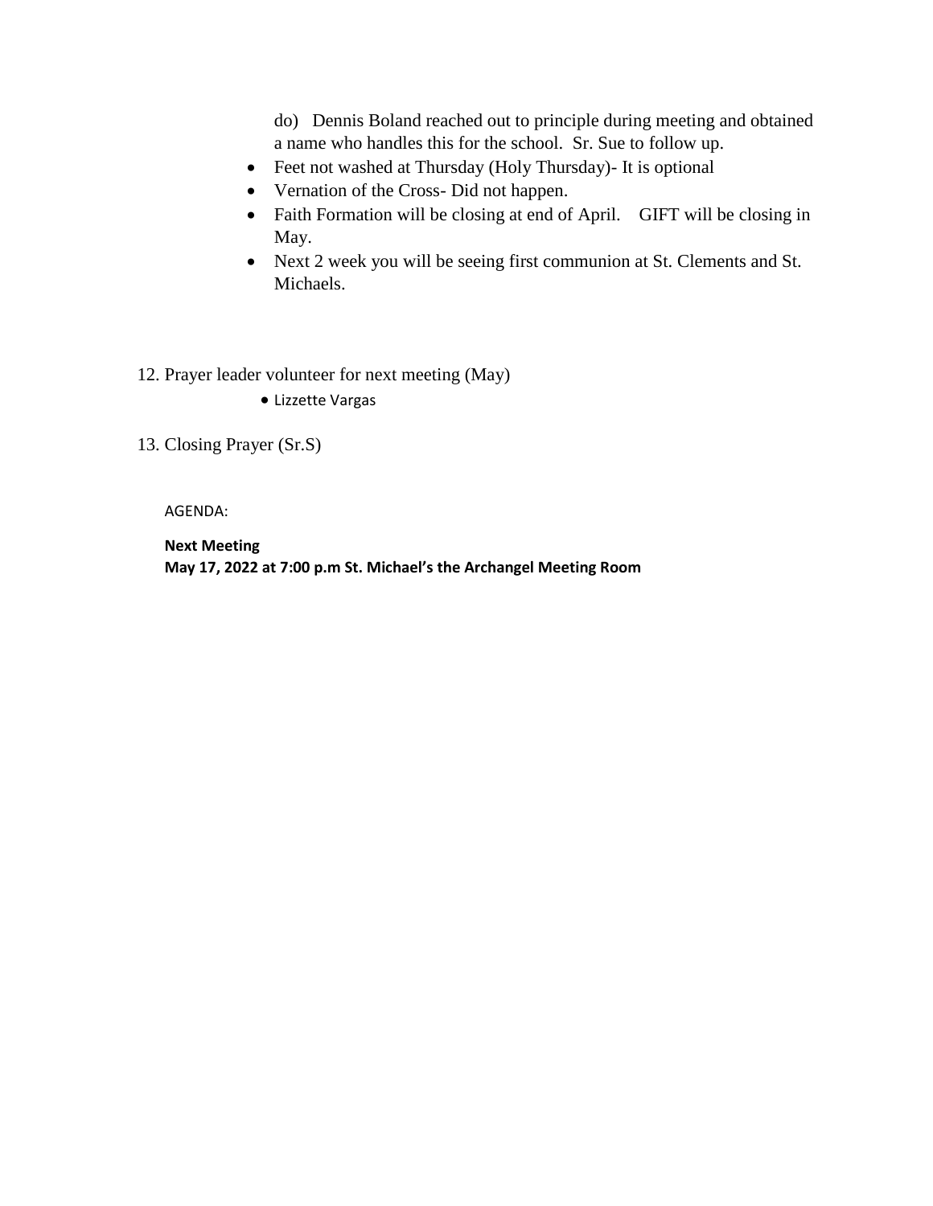do) Dennis Boland reached out to principle during meeting and obtained a name who handles this for the school. Sr. Sue to follow up.

- Feet not washed at Thursday (Holy Thursday)- It is optional
- Vernation of the Cross- Did not happen.
- Faith Formation will be closing at end of April. GIFT will be closing in May.
- Next 2 week you will be seeing first communion at St. Clements and St. Michaels.

12. Prayer leader volunteer for next meeting (May)
    - Lizzette Vargas

13. Closing Prayer (Sr.S)

AGENDA:

**Next Meeting**
**May 17, 2022 at 7:00 p.m St. Michael's the Archangel Meeting Room**